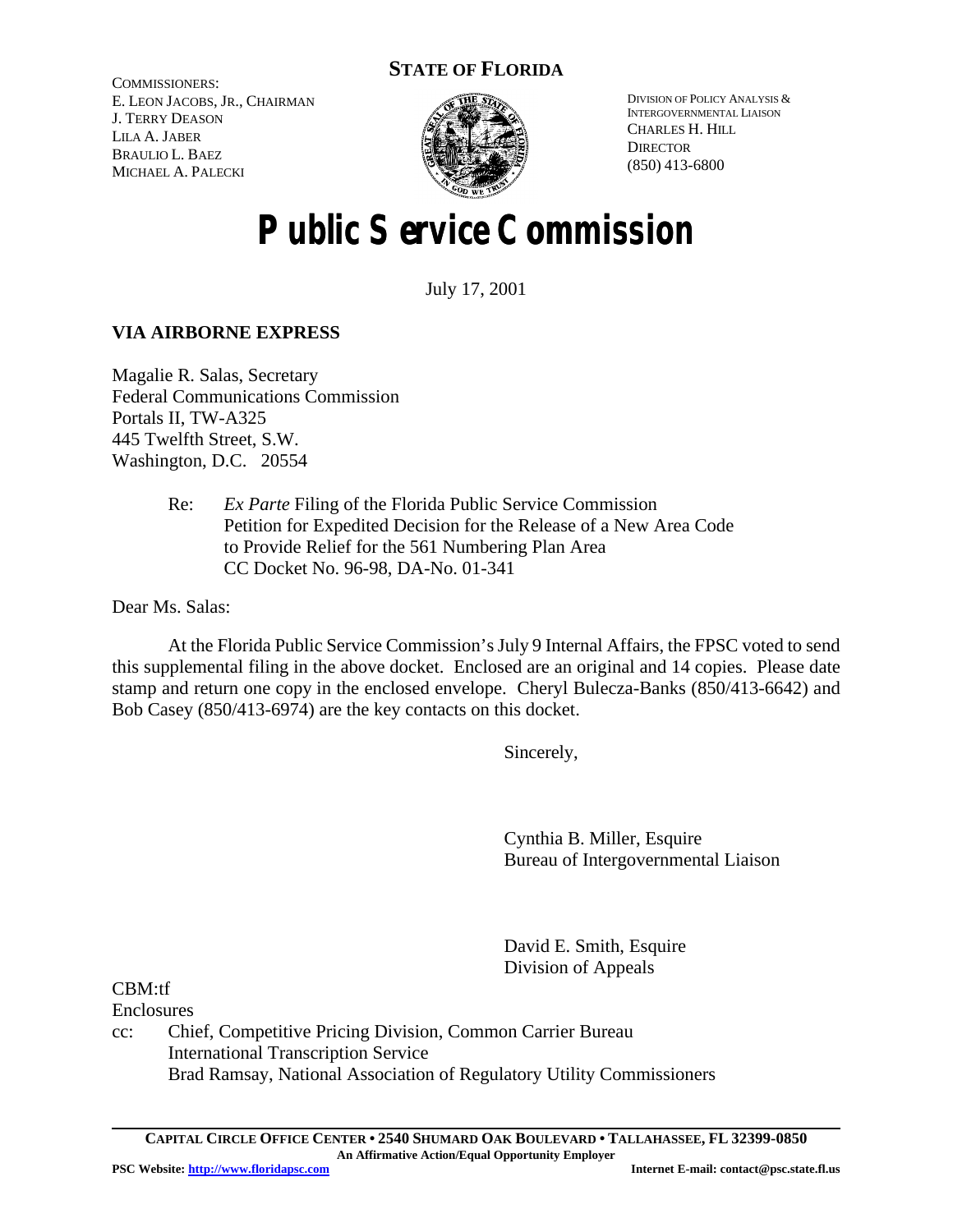**STATE OF FLORIDA**

COMMISSIONERS:
E. LEON JACOBS, JR., CHAIRMAN
J. TERRY DEASON
LILA A. JABER
BRAULIO L. BAEZ
MICHAEL A. PALECKI

DIVISION OF POLICY ANALYSIS & INTERGOVERNMENTAL LIAISON
CHARLES H. HILL
DIRECTOR
(850) 413-6800

# Public Service Commission

July 17, 2001

**VIA AIRBORNE EXPRESS**

Magalie R. Salas, Secretary
Federal Communications Commission
Portals II, TW-A325
445 Twelfth Street, S.W.
Washington, D.C. 20554

Re: *Ex Parte* Filing of the Florida Public Service Commission
Petition for Expedited Decision for the Release of a New Area Code to Provide Relief for the 561 Numbering Plan Area
CC Docket No. 96-98, DA-No. 01-341

Dear Ms. Salas:

At the Florida Public Service Commission's July 9 Internal Affairs, the FPSC voted to send this supplemental filing in the above docket. Enclosed are an original and 14 copies. Please date stamp and return one copy in the enclosed envelope. Cheryl Bulecza-Banks (850/413-6642) and Bob Casey (850/413-6974) are the key contacts on this docket.

Sincerely,

Cynthia B. Miller, Esquire
Bureau of Intergovernmental Liaison

David E. Smith, Esquire
Division of Appeals

CBM:tf
Enclosures
cc: Chief, Competitive Pricing Division, Common Carrier Bureau
International Transcription Service
Brad Ramsay, National Association of Regulatory Utility Commissioners

**CAPITAL CIRCLE OFFICE CENTER • 2540 SHUMARD OAK BOULEVARD • TALLAHASSEE, FL 32399-0850**
**An Affirmative Action/Equal Opportunity Employer**
**PSC Website: http://www.floridapsc.com** **Internet E-mail: contact@psc.state.fl.us**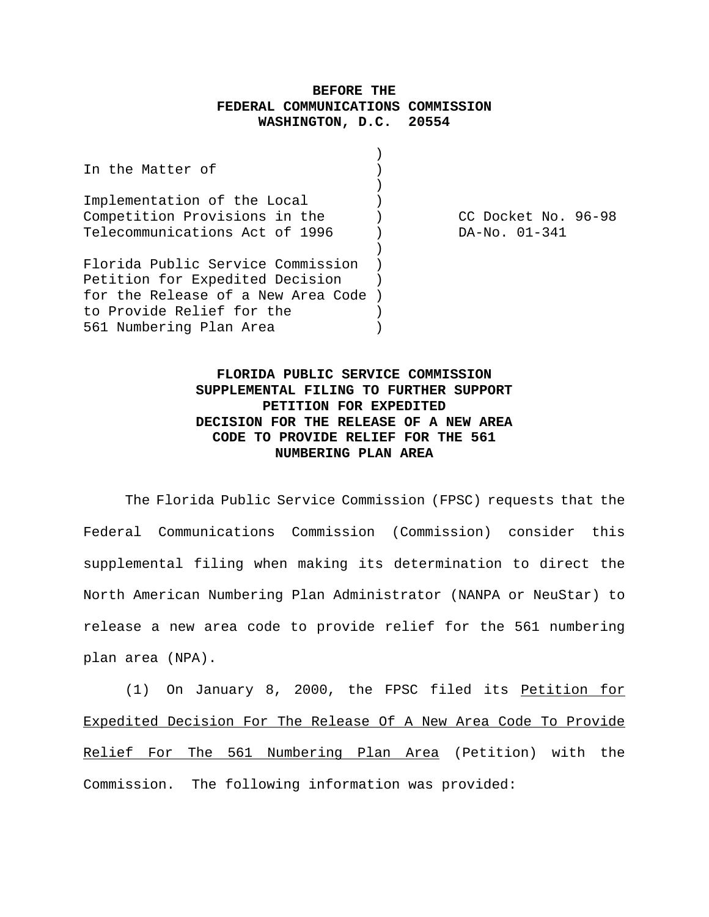**BEFORE THE**
**FEDERAL COMMUNICATIONS COMMISSION**
**WASHINGTON, D.C. 20554**

| | | |
|---|---|---|
| In the Matter of | ) | |
| | ) | |
| Implementation of the Local Competition Provisions in the Telecommunications Act of 1996 | ) | CC Docket No. 96-98 DA-No. 01-341 |
| | ) | |
| Florida Public Service Commission Petition for Expedited Decision for the Release of a New Area Code to Provide Relief for the 561 Numbering Plan Area | ) | |

**FLORIDA PUBLIC SERVICE COMMISSION SUPPLEMENTAL FILING TO FURTHER SUPPORT PETITION FOR EXPEDITED DECISION FOR THE RELEASE OF A NEW AREA CODE TO PROVIDE RELIEF FOR THE 561 NUMBERING PLAN AREA**

The Florida Public Service Commission (FPSC) requests that the Federal Communications Commission (Commission) consider this supplemental filing when making its determination to direct the North American Numbering Plan Administrator (NANPA or NeuStar) to release a new area code to provide relief for the 561 numbering plan area (NPA).

(1) On January 8, 2000, the FPSC filed its Petition for Expedited Decision For The Release Of A New Area Code To Provide Relief For The 561 Numbering Plan Area (Petition) with the Commission. The following information was provided: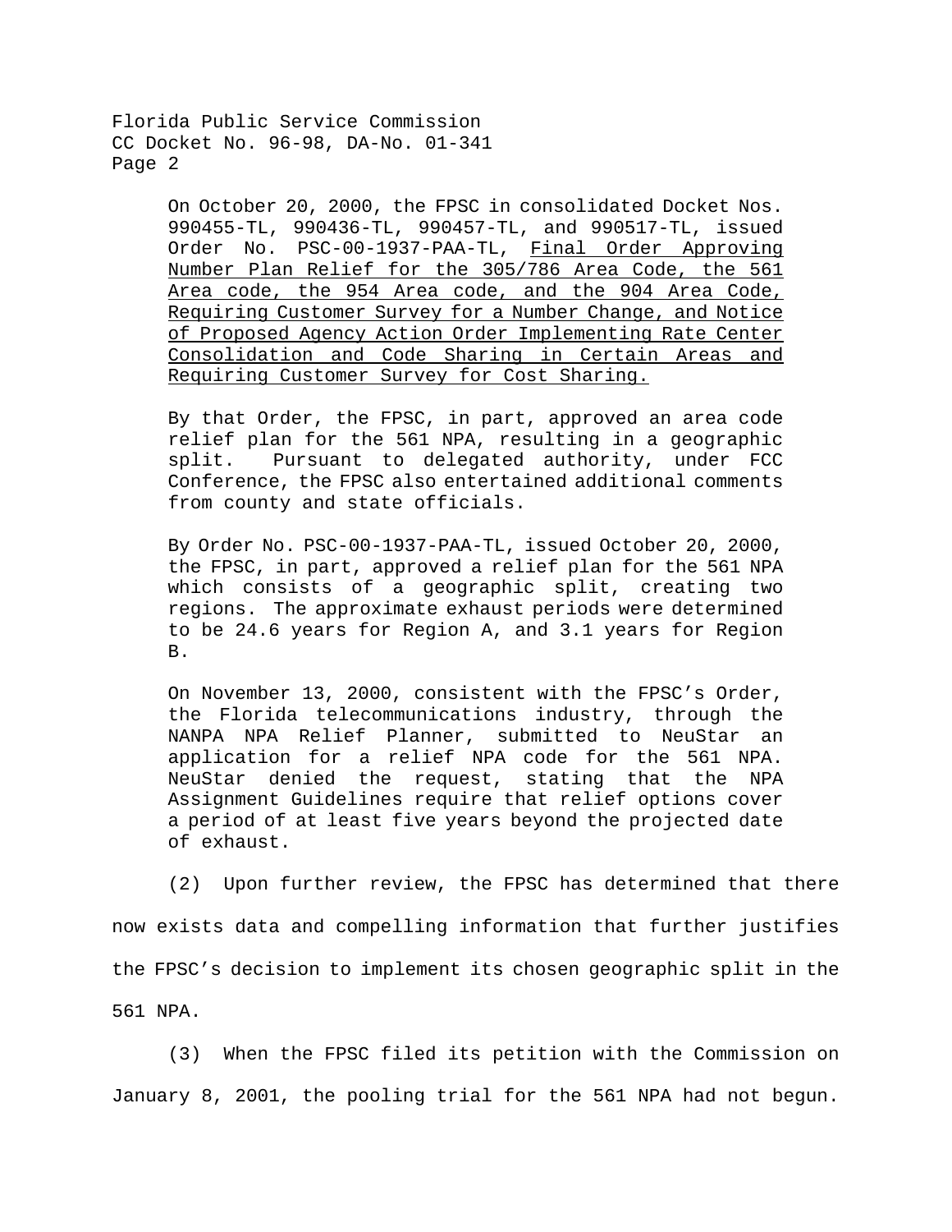> On October 20, 2000, the FPSC in consolidated Docket Nos. 990455-TL, 990436-TL, 990457-TL, and 990517-TL, issued Order No. PSC-00-1937-PAA-TL, Final Order Approving Number Plan Relief for the 305/786 Area Code, the 561 Area code, the 954 Area code, and the 904 Area Code, Requiring Customer Survey for a Number Change, and Notice of Proposed Agency Action Order Implementing Rate Center Consolidation and Code Sharing in Certain Areas and Requiring Customer Survey for Cost Sharing.
>
> By that Order, the FPSC, in part, approved an area code relief plan for the 561 NPA, resulting in a geographic split. Pursuant to delegated authority, under FCC Conference, the FPSC also entertained additional comments from county and state officials.
>
> By Order No. PSC-00-1937-PAA-TL, issued October 20, 2000, the FPSC, in part, approved a relief plan for the 561 NPA which consists of a geographic split, creating two regions. The approximate exhaust periods were determined to be 24.6 years for Region A, and 3.1 years for Region B.
>
> On November 13, 2000, consistent with the FPSC's Order, the Florida telecommunications industry, through the NANPA NPA Relief Planner, submitted to NeuStar an application for a relief NPA code for the 561 NPA. NeuStar denied the request, stating that the NPA Assignment Guidelines require that relief options cover a period of at least five years beyond the projected date of exhaust.

(2) Upon further review, the FPSC has determined that there now exists data and compelling information that further justifies the FPSC's decision to implement its chosen geographic split in the 561 NPA.

(3) When the FPSC filed its petition with the Commission on January 8, 2001, the pooling trial for the 561 NPA had not begun.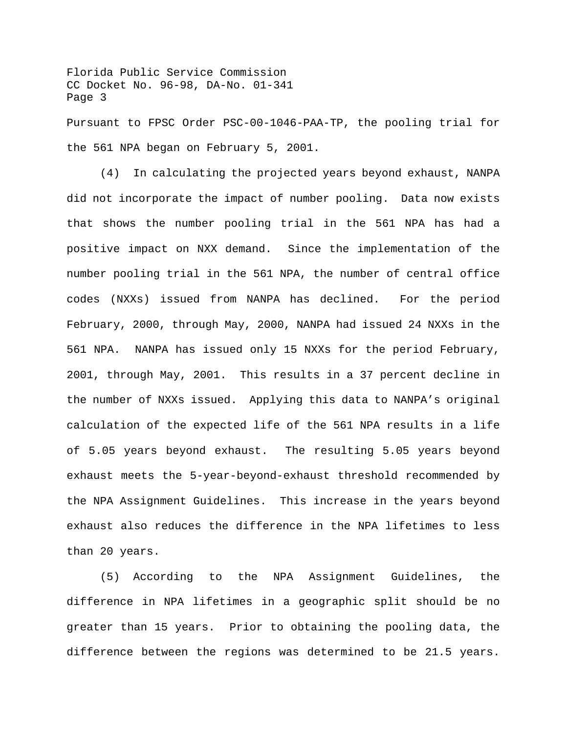Pursuant to FPSC Order PSC-00-1046-PAA-TP, the pooling trial for the 561 NPA began on February 5, 2001.

(4) In calculating the projected years beyond exhaust, NANPA did not incorporate the impact of number pooling. Data now exists that shows the number pooling trial in the 561 NPA has had a positive impact on NXX demand. Since the implementation of the number pooling trial in the 561 NPA, the number of central office codes (NXXs) issued from NANPA has declined. For the period February, 2000, through May, 2000, NANPA had issued 24 NXXs in the 561 NPA. NANPA has issued only 15 NXXs for the period February, 2001, through May, 2001. This results in a 37 percent decline in the number of NXXs issued. Applying this data to NANPA's original calculation of the expected life of the 561 NPA results in a life of 5.05 years beyond exhaust. The resulting 5.05 years beyond exhaust meets the 5-year-beyond-exhaust threshold recommended by the NPA Assignment Guidelines. This increase in the years beyond exhaust also reduces the difference in the NPA lifetimes to less than 20 years.

(5) According to the NPA Assignment Guidelines, the difference in NPA lifetimes in a geographic split should be no greater than 15 years. Prior to obtaining the pooling data, the difference between the regions was determined to be 21.5 years.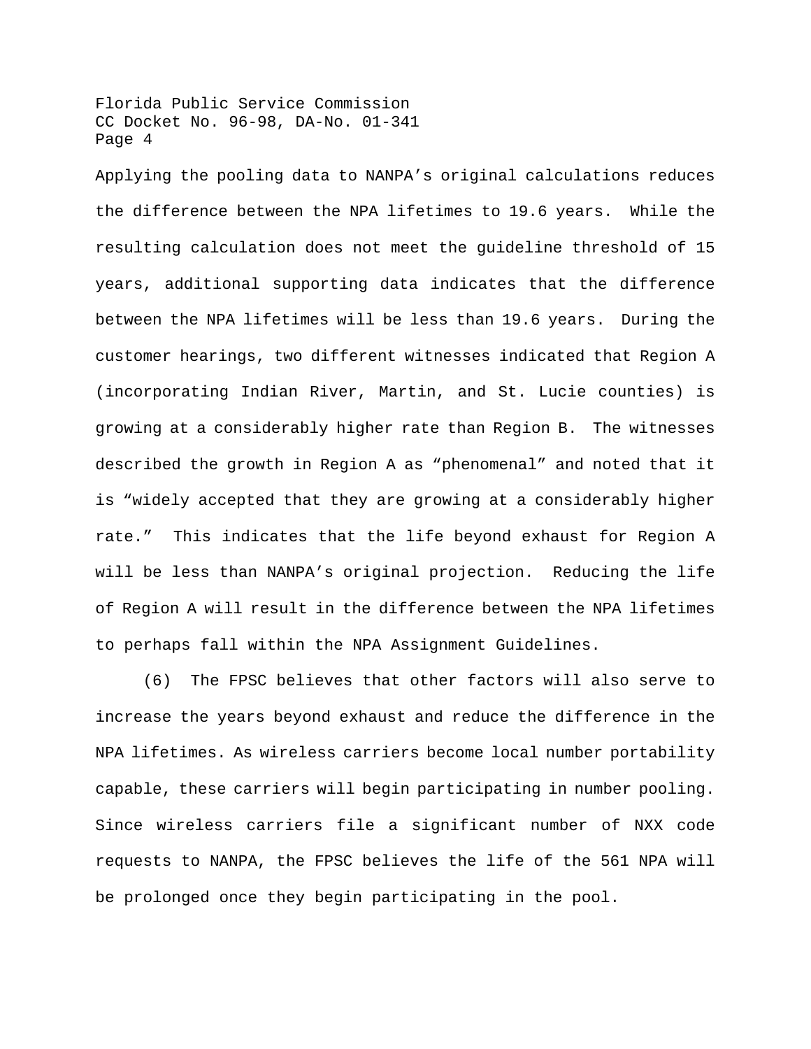Applying the pooling data to NANPA's original calculations reduces the difference between the NPA lifetimes to 19.6 years. While the resulting calculation does not meet the guideline threshold of 15 years, additional supporting data indicates that the difference between the NPA lifetimes will be less than 19.6 years. During the customer hearings, two different witnesses indicated that Region A (incorporating Indian River, Martin, and St. Lucie counties) is growing at a considerably higher rate than Region B. The witnesses described the growth in Region A as "phenomenal" and noted that it is "widely accepted that they are growing at a considerably higher rate." This indicates that the life beyond exhaust for Region A will be less than NANPA's original projection. Reducing the life of Region A will result in the difference between the NPA lifetimes to perhaps fall within the NPA Assignment Guidelines.

(6) The FPSC believes that other factors will also serve to increase the years beyond exhaust and reduce the difference in the NPA lifetimes. As wireless carriers become local number portability capable, these carriers will begin participating in number pooling. Since wireless carriers file a significant number of NXX code requests to NANPA, the FPSC believes the life of the 561 NPA will be prolonged once they begin participating in the pool.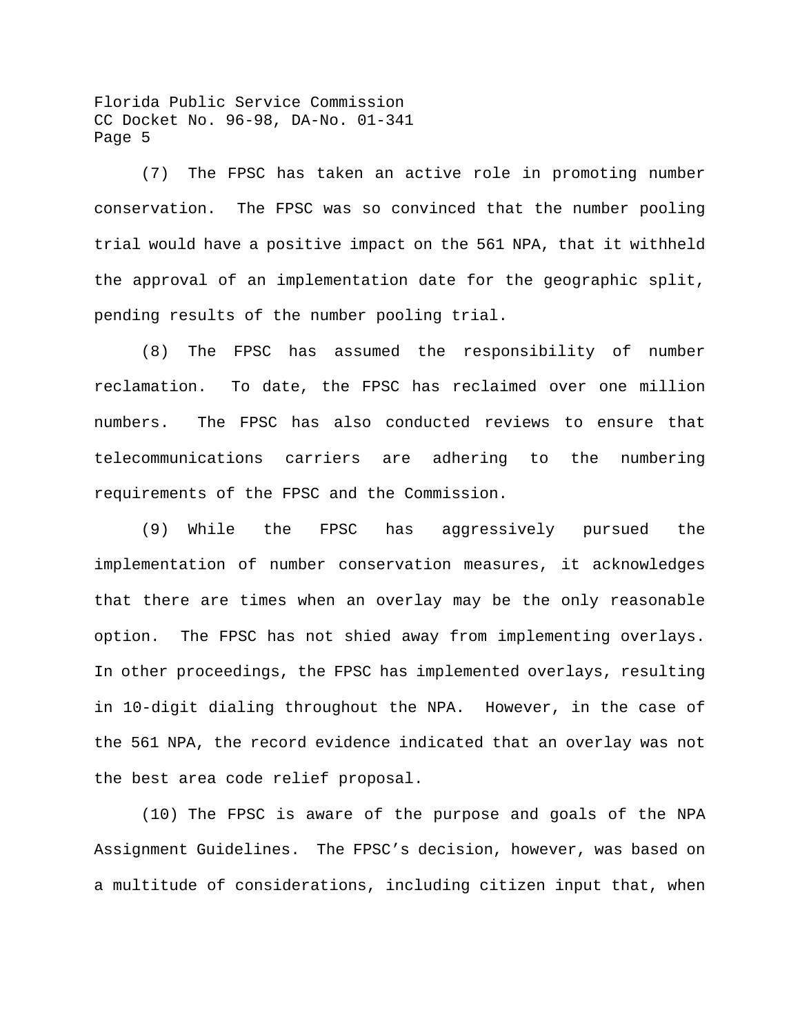(7) The FPSC has taken an active role in promoting number conservation. The FPSC was so convinced that the number pooling trial would have a positive impact on the 561 NPA, that it withheld the approval of an implementation date for the geographic split, pending results of the number pooling trial.

(8) The FPSC has assumed the responsibility of number reclamation. To date, the FPSC has reclaimed over one million numbers. The FPSC has also conducted reviews to ensure that telecommunications carriers are adhering to the numbering requirements of the FPSC and the Commission.

(9) While the FPSC has aggressively pursued the implementation of number conservation measures, it acknowledges that there are times when an overlay may be the only reasonable option. The FPSC has not shied away from implementing overlays. In other proceedings, the FPSC has implemented overlays, resulting in 10-digit dialing throughout the NPA. However, in the case of the 561 NPA, the record evidence indicated that an overlay was not the best area code relief proposal.

(10) The FPSC is aware of the purpose and goals of the NPA Assignment Guidelines. The FPSC's decision, however, was based on a multitude of considerations, including citizen input that, when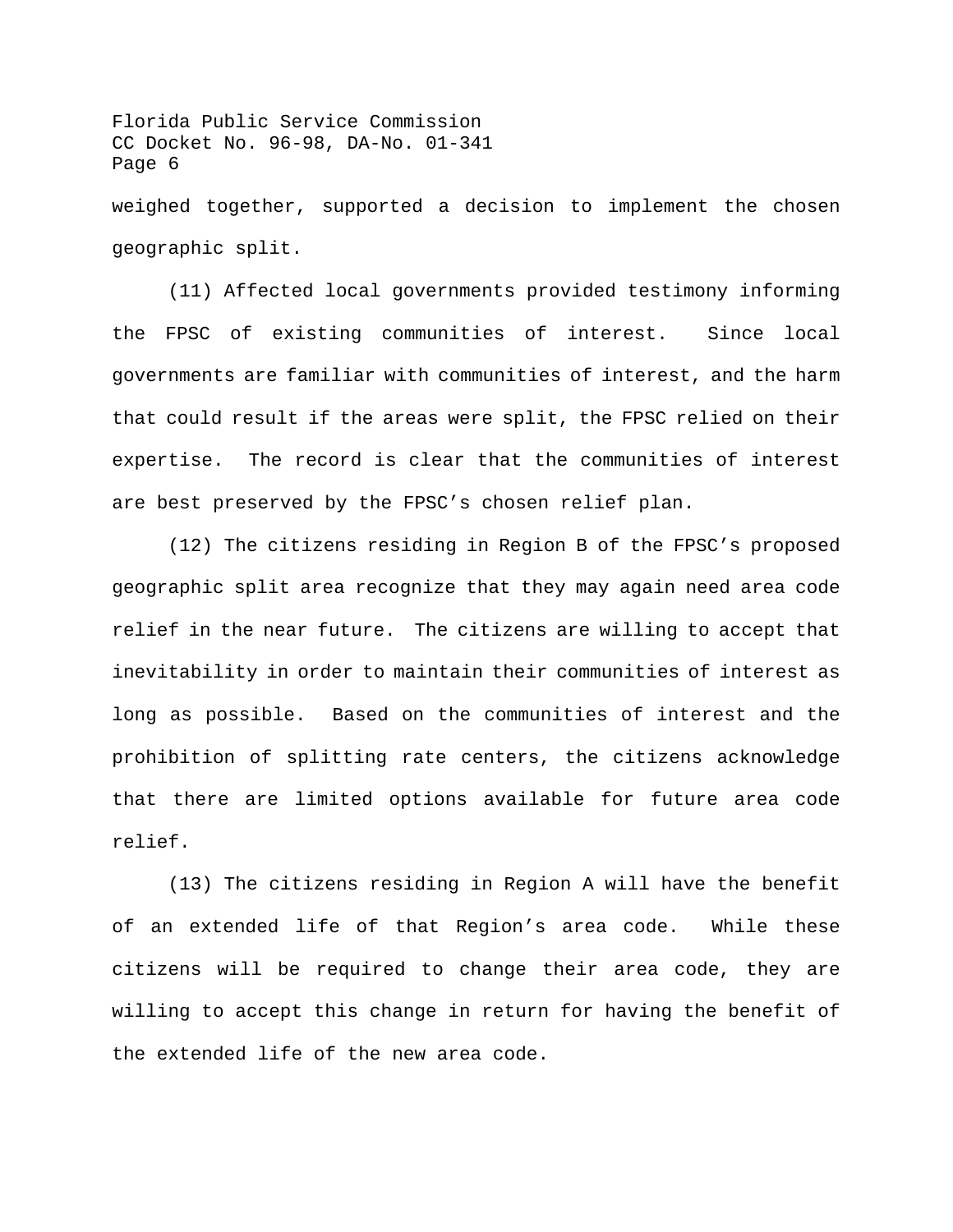weighed together, supported a decision to implement the chosen geographic split.

(11) Affected local governments provided testimony informing the FPSC of existing communities of interest. Since local governments are familiar with communities of interest, and the harm that could result if the areas were split, the FPSC relied on their expertise. The record is clear that the communities of interest are best preserved by the FPSC's chosen relief plan.

(12) The citizens residing in Region B of the FPSC's proposed geographic split area recognize that they may again need area code relief in the near future. The citizens are willing to accept that inevitability in order to maintain their communities of interest as long as possible. Based on the communities of interest and the prohibition of splitting rate centers, the citizens acknowledge that there are limited options available for future area code relief.

(13) The citizens residing in Region A will have the benefit of an extended life of that Region's area code. While these citizens will be required to change their area code, they are willing to accept this change in return for having the benefit of the extended life of the new area code.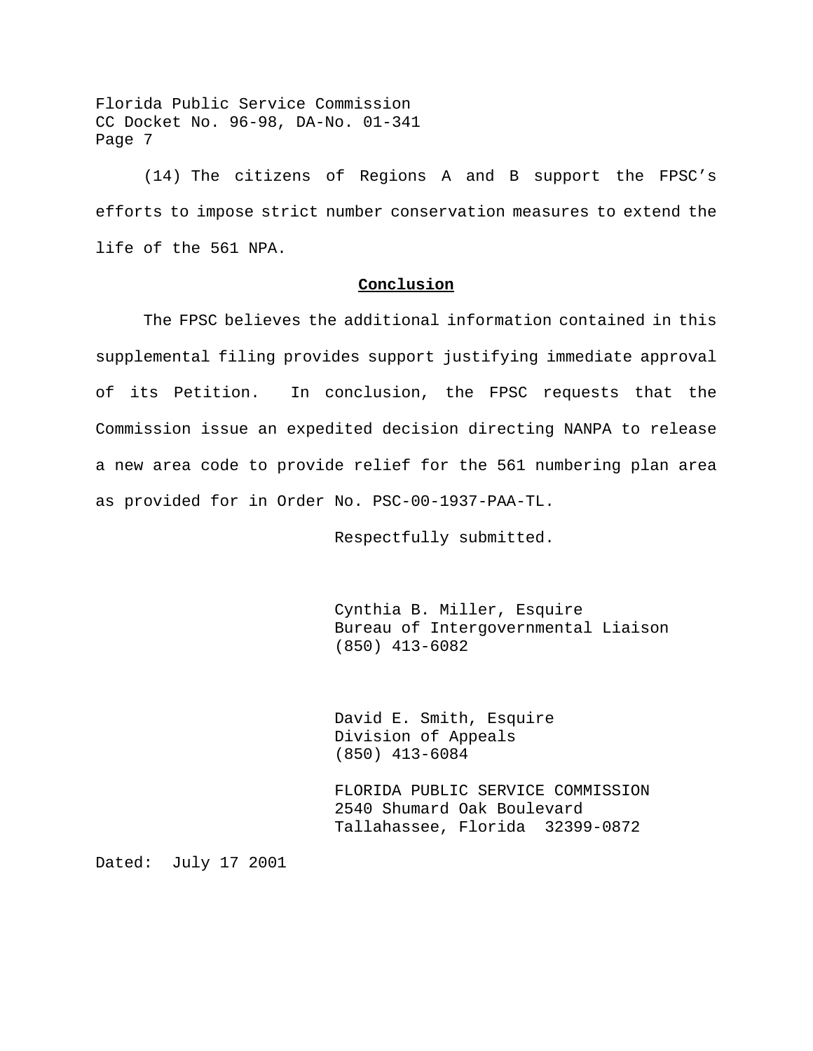(14) The citizens of Regions A and B support the FPSC's efforts to impose strict number conservation measures to extend the life of the 561 NPA.

## **Conclusion**

The FPSC believes the additional information contained in this supplemental filing provides support justifying immediate approval of its Petition. In conclusion, the FPSC requests that the Commission issue an expedited decision directing NANPA to release a new area code to provide relief for the 561 numbering plan area as provided for in Order No. PSC-00-1937-PAA-TL.

Respectfully submitted.

Cynthia B. Miller, Esquire
Bureau of Intergovernmental Liaison
(850) 413-6082

David E. Smith, Esquire
Division of Appeals
(850) 413-6084

FLORIDA PUBLIC SERVICE COMMISSION
2540 Shumard Oak Boulevard
Tallahassee, Florida 32399-0872

Dated: July 17 2001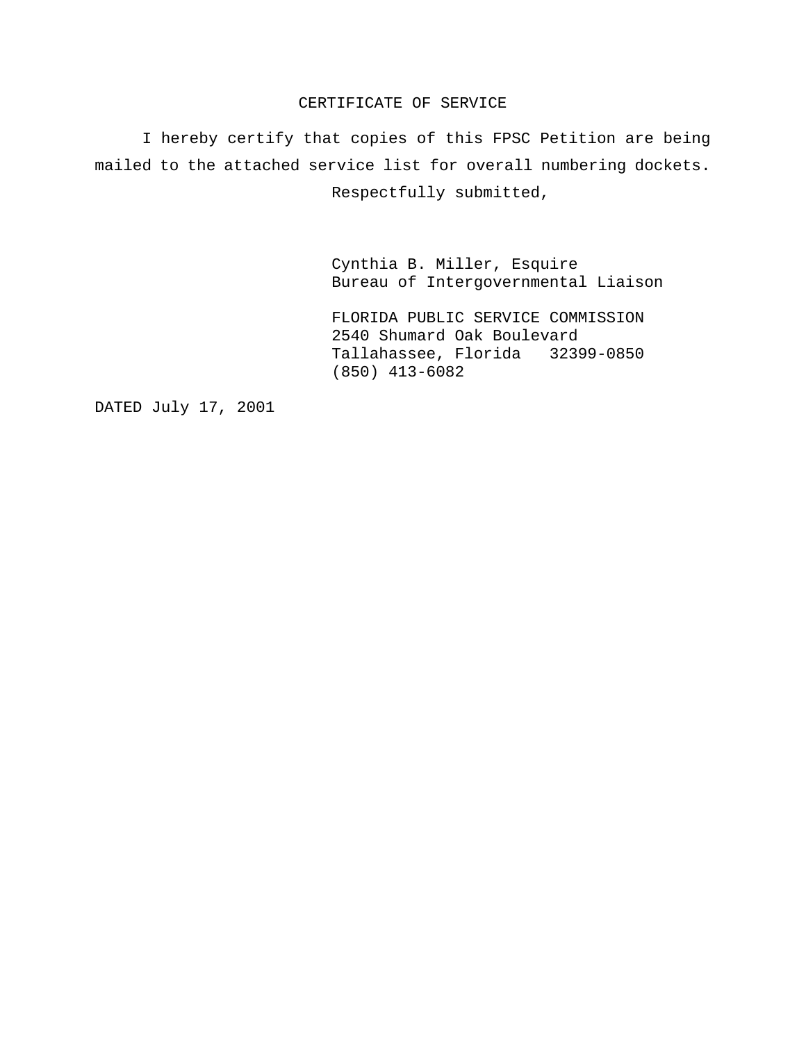# CERTIFICATE OF SERVICE

I hereby certify that copies of this FPSC Petition are being mailed to the attached service list for overall numbering dockets.

Respectfully submitted,

Cynthia B. Miller, Esquire
Bureau of Intergovernmental Liaison

FLORIDA PUBLIC SERVICE COMMISSION
2540 Shumard Oak Boulevard
Tallahassee, Florida 32399-0850
(850) 413-6082

DATED July 17, 2001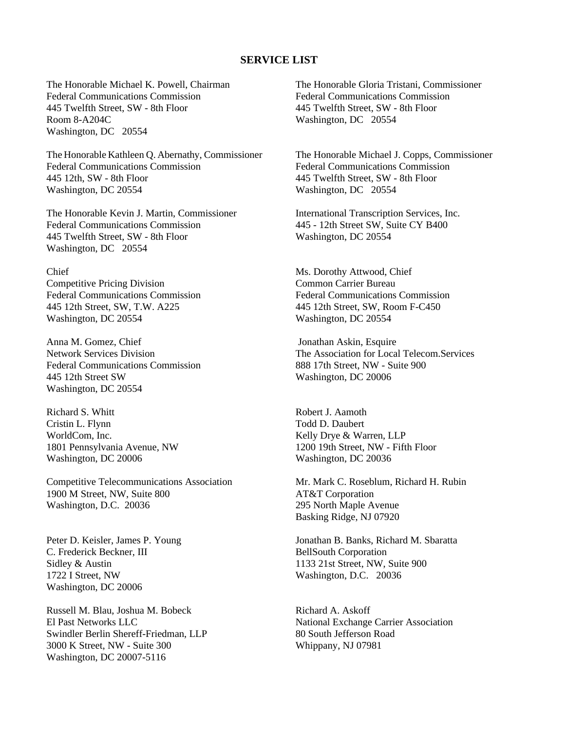**SERVICE LIST**

The Honorable Michael K. Powell, Chairman
Federal Communications Commission
445 Twelfth Street, SW - 8th Floor
Room 8-A204C
Washington, DC 20554

The Honorable Gloria Tristani, Commissioner
Federal Communications Commission
445 Twelfth Street, SW - 8th Floor
Washington, DC 20554

The Honorable Kathleen Q. Abernathy, Commissioner
Federal Communications Commission
445 12th, SW - 8th Floor
Washington, DC 20554

The Honorable Michael J. Copps, Commissioner
Federal Communications Commission
445 Twelfth Street, SW - 8th Floor
Washington, DC 20554

The Honorable Kevin J. Martin, Commissioner
Federal Communications Commission
445 Twelfth Street, SW - 8th Floor
Washington, DC 20554

International Transcription Services, Inc.
445 - 12th Street SW, Suite CY B400
Washington, DC 20554

Chief
Competitive Pricing Division
Federal Communications Commission
445 12th Street, SW, T.W. A225
Washington, DC 20554

Ms. Dorothy Attwood, Chief
Common Carrier Bureau
Federal Communications Commission
445 12th Street, SW, Room F-C450
Washington, DC 20554

Anna M. Gomez, Chief
Network Services Division
Federal Communications Commission
445 12th Street SW
Washington, DC 20554

Jonathan Askin, Esquire
The Association for Local Telecom.Services
888 17th Street, NW - Suite 900
Washington, DC 20006

Richard S. Whitt
Cristin L. Flynn
WorldCom, Inc.
1801 Pennsylvania Avenue, NW
Washington, DC 20006

Robert J. Aamoth
Todd D. Daubert
Kelly Drye & Warren, LLP
1200 19th Street, NW - Fifth Floor
Washington, DC 20036

Competitive Telecommunications Association
1900 M Street, NW, Suite 800
Washington, D.C. 20036

Mr. Mark C. Roseblum, Richard H. Rubin
AT&T Corporation
295 North Maple Avenue
Basking Ridge, NJ 07920

Peter D. Keisler, James P. Young
C. Frederick Beckner, III
Sidley & Austin
1722 I Street, NW
Washington, DC 20006

Jonathan B. Banks, Richard M. Sbaratta
BellSouth Corporation
1133 21st Street, NW, Suite 900
Washington, D.C. 20036

Russell M. Blau, Joshua M. Bobeck
El Past Networks LLC
Swindler Berlin Shereff-Friedman, LLP
3000 K Street, NW - Suite 300
Washington, DC 20007-5116

Richard A. Askoff
National Exchange Carrier Association
80 South Jefferson Road
Whippany, NJ 07981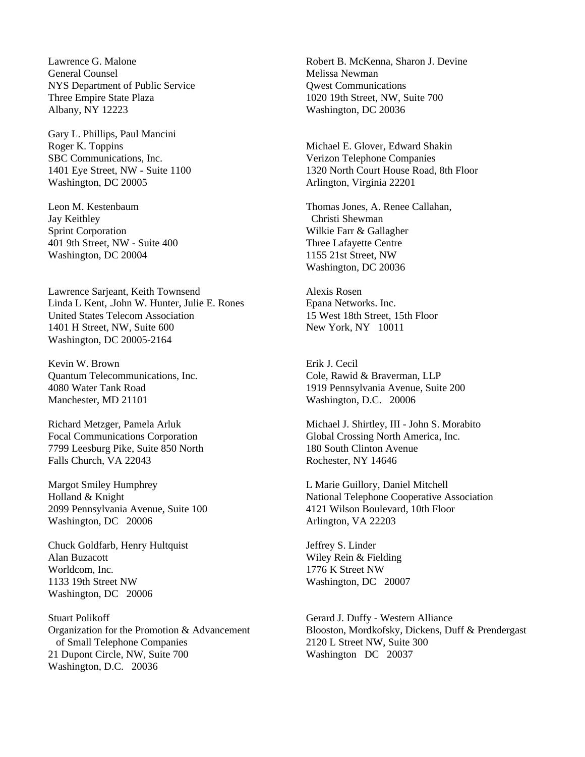Lawrence G. Malone
General Counsel
NYS Department of Public Service
Three Empire State Plaza
Albany, NY 12223

Gary L. Phillips, Paul Mancini
Roger K. Toppins
SBC Communications, Inc.
1401 Eye Street, NW - Suite 1100
Washington, DC 20005

Leon M. Kestenbaum
Jay Keithley
Sprint Corporation
401 9th Street, NW - Suite 400
Washington, DC 20004

Lawrence Sarjeant, Keith Townsend
Linda L Kent, .John W. Hunter, Julie E. Rones
United States Telecom Association
1401 H Street, NW, Suite 600
Washington, DC 20005-2164

Kevin W. Brown
Quantum Telecommunications, Inc.
4080 Water Tank Road
Manchester, MD 21101

Richard Metzger, Pamela Arluk
Focal Communications Corporation
7799 Leesburg Pike, Suite 850 North
Falls Church, VA 22043

Margot Smiley Humphrey
Holland & Knight
2099 Pennsylvania Avenue, Suite 100
Washington, DC 20006

Chuck Goldfarb, Henry Hultquist
Alan Buzacott
Worldcom, Inc.
1133 19th Street NW
Washington, DC 20006

Stuart Polikoff
Organization for the Promotion & Advancement
of Small Telephone Companies
21 Dupont Circle, NW, Suite 700
Washington, D.C. 20036

Robert B. McKenna, Sharon J. Devine
Melissa Newman
Qwest Communications
1020 19th Street, NW, Suite 700
Washington, DC 20036

Michael E. Glover, Edward Shakin
Verizon Telephone Companies
1320 North Court House Road, 8th Floor
Arlington, Virginia 22201

Thomas Jones, A. Renee Callahan,
Christi Shewman
Wilkie Farr & Gallagher
Three Lafayette Centre
1155 21st Street, NW
Washington, DC 20036

Alexis Rosen
Epana Networks. Inc.
15 West 18th Street, 15th Floor
New York, NY 10011

Erik J. Cecil
Cole, Rawid & Braverman, LLP
1919 Pennsylvania Avenue, Suite 200
Washington, D.C. 20006

Michael J. Shirtley, III - John S. Morabito
Global Crossing North America, Inc.
180 South Clinton Avenue
Rochester, NY 14646

L Marie Guillory, Daniel Mitchell
National Telephone Cooperative Association
4121 Wilson Boulevard, 10th Floor
Arlington, VA 22203

Jeffrey S. Linder
Wiley Rein & Fielding
1776 K Street NW
Washington, DC 20007

Gerard J. Duffy - Western Alliance
Blooston, Mordkofsky, Dickens, Duff & Prendergast
2120 L Street NW, Suite 300
Washington DC 20037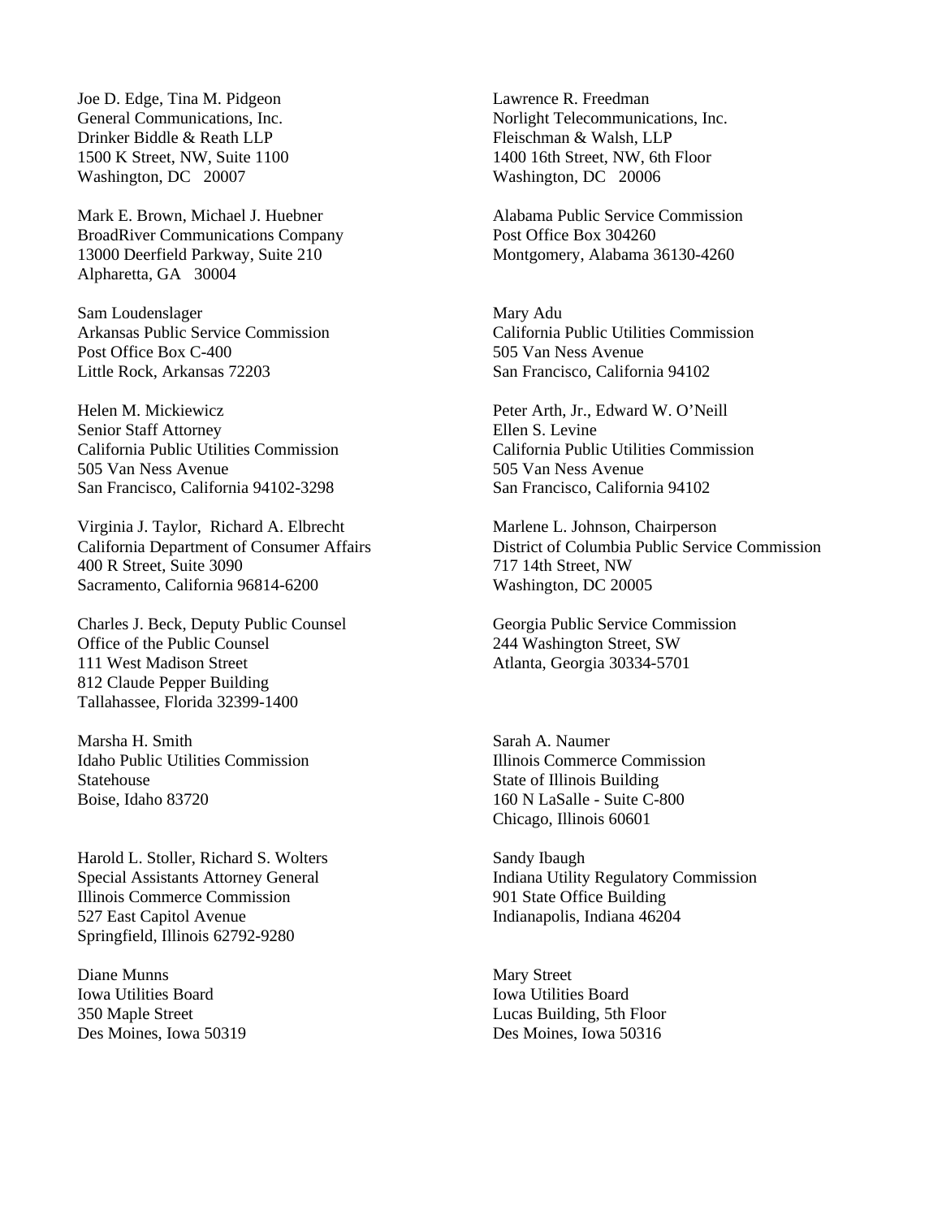Joe D. Edge, Tina M. Pidgeon
General Communications, Inc.
Drinker Biddle & Reath LLP
1500 K Street, NW, Suite 1100
Washington, DC 20007

Lawrence R. Freedman
Norlight Telecommunications, Inc.
Fleischman & Walsh, LLP
1400 16th Street, NW, 6th Floor
Washington, DC 20006

Mark E. Brown, Michael J. Huebner
BroadRiver Communications Company
13000 Deerfield Parkway, Suite 210
Alpharetta, GA 30004

Alabama Public Service Commission
Post Office Box 304260
Montgomery, Alabama 36130-4260

Sam Loudenslager
Arkansas Public Service Commission
Post Office Box C-400
Little Rock, Arkansas 72203

Mary Adu
California Public Utilities Commission
505 Van Ness Avenue
San Francisco, California 94102

Helen M. Mickiewicz
Senior Staff Attorney
California Public Utilities Commission
505 Van Ness Avenue
San Francisco, California 94102-3298

Peter Arth, Jr., Edward W. O'Neill
Ellen S. Levine
California Public Utilities Commission
505 Van Ness Avenue
San Francisco, California 94102

Virginia J. Taylor, Richard A. Elbrecht
California Department of Consumer Affairs
400 R Street, Suite 3090
Sacramento, California 96814-6200

Marlene L. Johnson, Chairperson
District of Columbia Public Service Commission
717 14th Street, NW
Washington, DC 20005

Charles J. Beck, Deputy Public Counsel
Office of the Public Counsel
111 West Madison Street
812 Claude Pepper Building
Tallahassee, Florida 32399-1400

Georgia Public Service Commission
244 Washington Street, SW
Atlanta, Georgia 30334-5701

Marsha H. Smith
Idaho Public Utilities Commission
Statehouse
Boise, Idaho 83720

Sarah A. Naumer
Illinois Commerce Commission
State of Illinois Building
160 N LaSalle - Suite C-800
Chicago, Illinois 60601

Harold L. Stoller, Richard S. Wolters
Special Assistants Attorney General
Illinois Commerce Commission
527 East Capitol Avenue
Springfield, Illinois 62792-9280

Sandy Ibaugh
Indiana Utility Regulatory Commission
901 State Office Building
Indianapolis, Indiana 46204

Diane Munns
Iowa Utilities Board
350 Maple Street
Des Moines, Iowa 50319

Mary Street
Iowa Utilities Board
Lucas Building, 5th Floor
Des Moines, Iowa 50316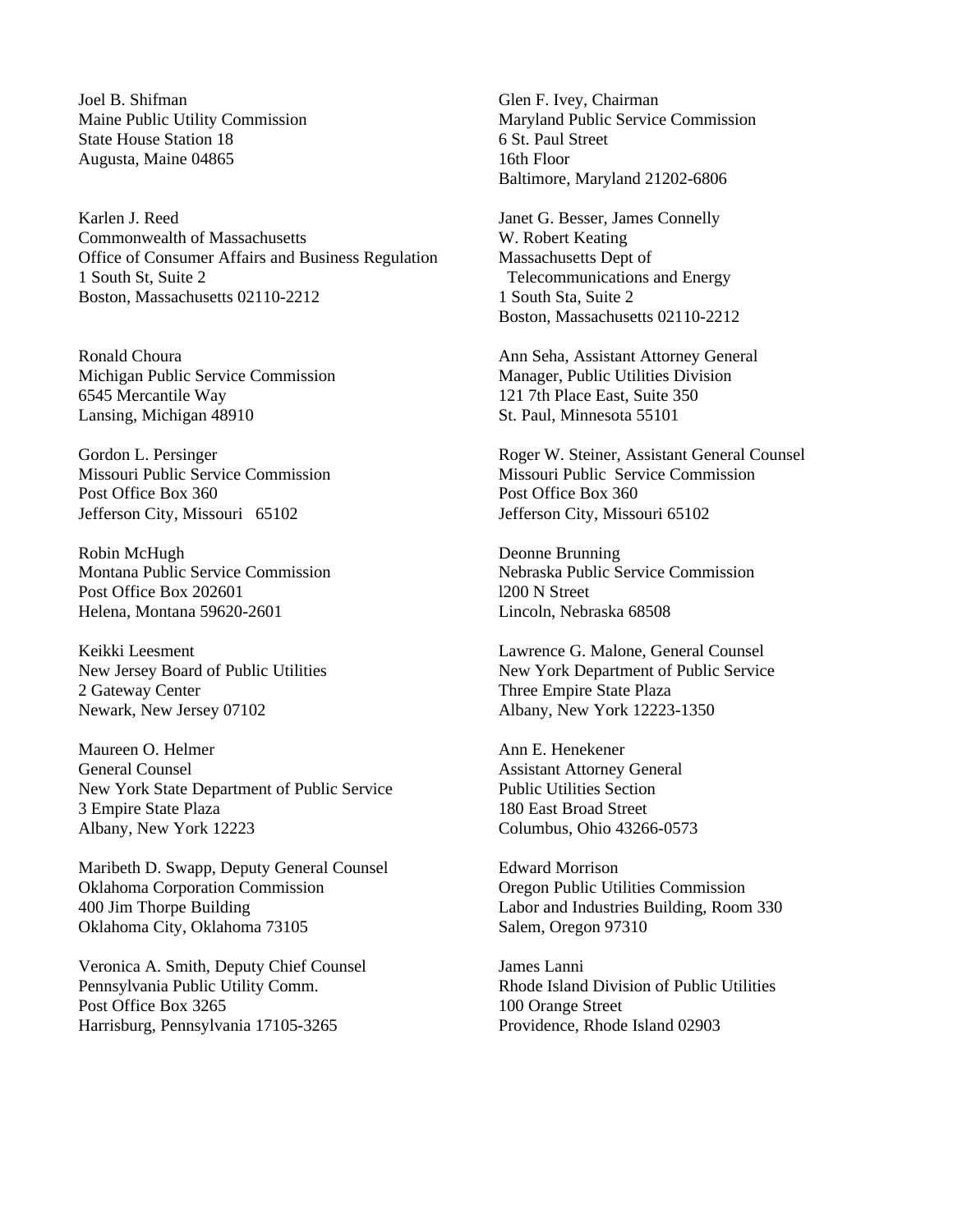Joel B. Shifman
Maine Public Utility Commission
State House Station 18
Augusta, Maine 04865

Glen F. Ivey, Chairman
Maryland Public Service Commission
6 St. Paul Street
16th Floor
Baltimore, Maryland 21202-6806

Karlen J. Reed
Commonwealth of Massachusetts
Office of Consumer Affairs and Business Regulation
1 South St, Suite 2
Boston, Massachusetts 02110-2212

Janet G. Besser, James Connelly
W. Robert Keating
Massachusetts Dept of
Telecommunications and Energy
1 South Sta, Suite 2
Boston, Massachusetts 02110-2212

Ronald Choura
Michigan Public Service Commission
6545 Mercantile Way
Lansing, Michigan 48910

Ann Seha, Assistant Attorney General
Manager, Public Utilities Division
121 7th Place East, Suite 350
St. Paul, Minnesota 55101

Gordon L. Persinger
Missouri Public Service Commission
Post Office Box 360
Jefferson City, Missouri 65102

Roger W. Steiner, Assistant General Counsel
Missouri Public Service Commission
Post Office Box 360
Jefferson City, Missouri 65102

Robin McHugh
Montana Public Service Commission
Post Office Box 202601
Helena, Montana 59620-2601

Deonne Brunning
Nebraska Public Service Commission
l200 N Street
Lincoln, Nebraska 68508

Keikki Leesment
New Jersey Board of Public Utilities
2 Gateway Center
Newark, New Jersey 07102

Lawrence G. Malone, General Counsel
New York Department of Public Service
Three Empire State Plaza
Albany, New York 12223-1350

Maureen O. Helmer
General Counsel
New York State Department of Public Service
3 Empire State Plaza
Albany, New York 12223

Ann E. Henekener
Assistant Attorney General
Public Utilities Section
180 East Broad Street
Columbus, Ohio 43266-0573

Maribeth D. Swapp, Deputy General Counsel
Oklahoma Corporation Commission
400 Jim Thorpe Building
Oklahoma City, Oklahoma 73105

Edward Morrison
Oregon Public Utilities Commission
Labor and Industries Building, Room 330
Salem, Oregon 97310

Veronica A. Smith, Deputy Chief Counsel
Pennsylvania Public Utility Comm.
Post Office Box 3265
Harrisburg, Pennsylvania 17105-3265

James Lanni
Rhode Island Division of Public Utilities
100 Orange Street
Providence, Rhode Island 02903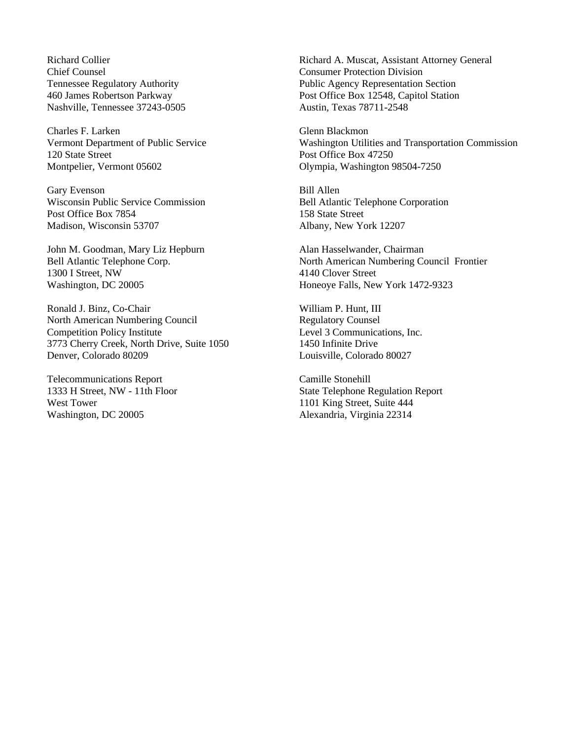Richard Collier
Chief Counsel
Tennessee Regulatory Authority
460 James Robertson Parkway
Nashville, Tennessee 37243-0505

Richard A. Muscat, Assistant Attorney General
Consumer Protection Division
Public Agency Representation Section
Post Office Box 12548, Capitol Station
Austin, Texas 78711-2548

Charles F. Larken
Vermont Department of Public Service
120 State Street
Montpelier, Vermont 05602

Glenn Blackmon
Washington Utilities and Transportation Commission
Post Office Box 47250
Olympia, Washington 98504-7250

Gary Evenson
Wisconsin Public Service Commission
Post Office Box 7854
Madison, Wisconsin 53707

Bill Allen
Bell Atlantic Telephone Corporation
158 State Street
Albany, New York 12207

John M. Goodman, Mary Liz Hepburn
Bell Atlantic Telephone Corp.
1300 I Street, NW
Washington, DC 20005

Alan Hasselwander, Chairman
North American Numbering Council Frontier
4140 Clover Street
Honeoye Falls, New York 1472-9323

Ronald J. Binz, Co-Chair
North American Numbering Council
Competition Policy Institute
3773 Cherry Creek, North Drive, Suite 1050
Denver, Colorado 80209

William P. Hunt, III
Regulatory Counsel
Level 3 Communications, Inc.
1450 Infinite Drive
Louisville, Colorado 80027

Telecommunications Report
1333 H Street, NW - 11th Floor
West Tower
Washington, DC 20005

Camille Stonehill
State Telephone Regulation Report
1101 King Street, Suite 444
Alexandria, Virginia 22314